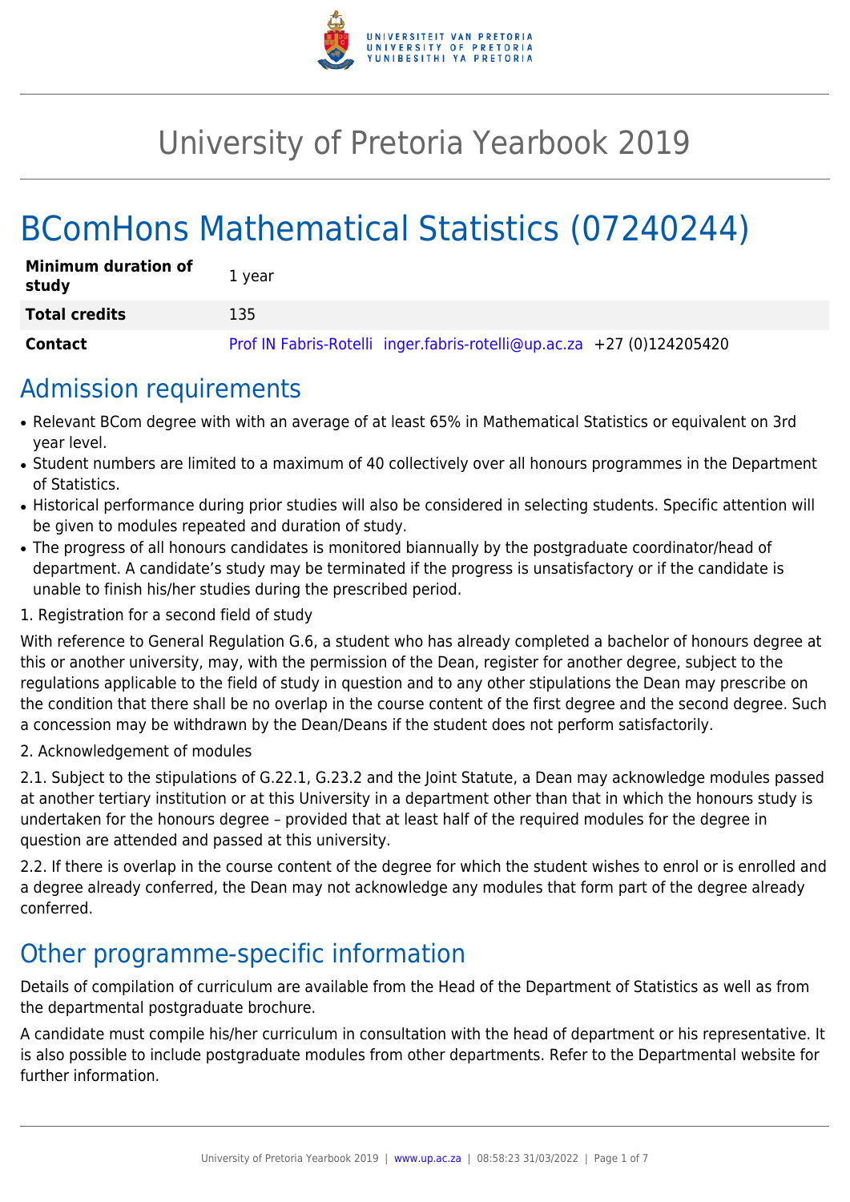# University of Pretoria Yearbook 2019

# BComHons Mathematical Statistics (07240244)

| | |
|---|---|
| **Minimum duration of study** | 1 year |
| **Total credits** | 135 |
| **Contact** | Prof IN Fabris-Rotelli inger.fabris-rotelli@up.ac.za +27 (0)124205420 |

## Admission requirements

- Relevant BCom degree with with an average of at least 65% in Mathematical Statistics or equivalent on 3rd year level.
- Student numbers are limited to a maximum of 40 collectively over all honours programmes in the Department of Statistics.
- Historical performance during prior studies will also be considered in selecting students. Specific attention will be given to modules repeated and duration of study.
- The progress of all honours candidates is monitored biannually by the postgraduate coordinator/head of department. A candidate's study may be terminated if the progress is unsatisfactory or if the candidate is unable to finish his/her studies during the prescribed period.

1. Registration for a second field of study

With reference to General Regulation G.6, a student who has already completed a bachelor of honours degree at this or another university, may, with the permission of the Dean, register for another degree, subject to the regulations applicable to the field of study in question and to any other stipulations the Dean may prescribe on the condition that there shall be no overlap in the course content of the first degree and the second degree. Such a concession may be withdrawn by the Dean/Deans if the student does not perform satisfactorily.

2. Acknowledgement of modules

2.1. Subject to the stipulations of G.22.1, G.23.2 and the Joint Statute, a Dean may acknowledge modules passed at another tertiary institution or at this University in a department other than that in which the honours study is undertaken for the honours degree – provided that at least half of the required modules for the degree in question are attended and passed at this university.

2.2. If there is overlap in the course content of the degree for which the student wishes to enrol or is enrolled and a degree already conferred, the Dean may not acknowledge any modules that form part of the degree already conferred.

## Other programme-specific information

Details of compilation of curriculum are available from the Head of the Department of Statistics as well as from the departmental postgraduate brochure.

A candidate must compile his/her curriculum in consultation with the head of department or his representative. It is also possible to include postgraduate modules from other departments. Refer to the Departmental website for further information.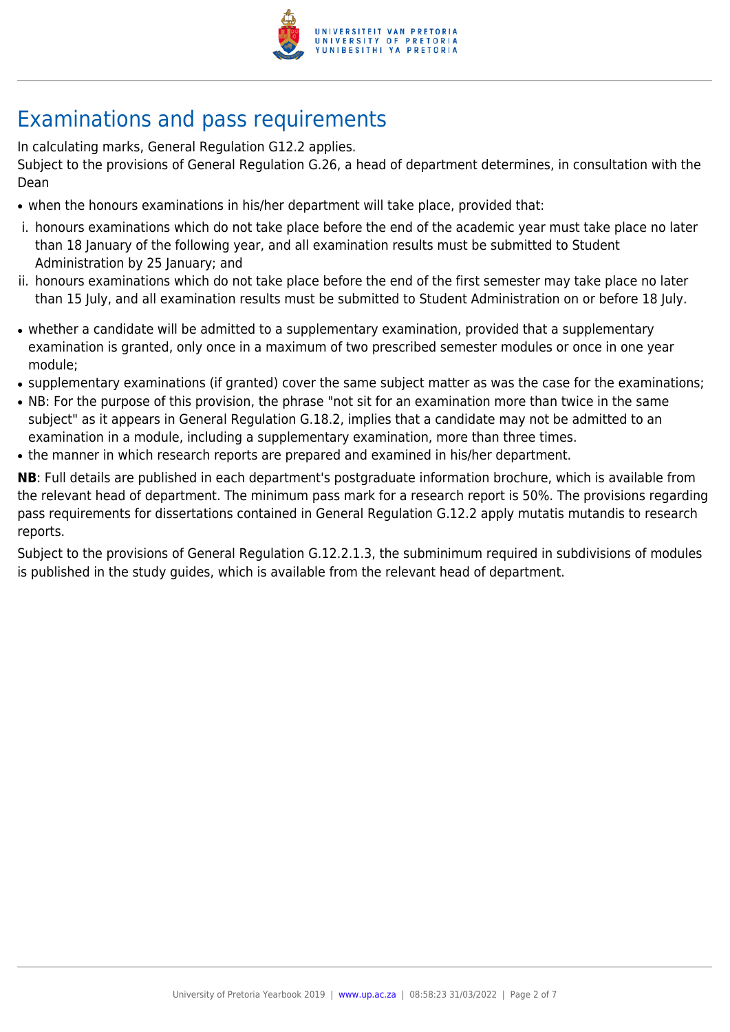# Examinations and pass requirements

In calculating marks, General Regulation G12.2 applies.
Subject to the provisions of General Regulation G.26, a head of department determines, in consultation with the Dean

- when the honours examinations in his/her department will take place, provided that:

  i. honours examinations which do not take place before the end of the academic year must take place no later than 18 January of the following year, and all examination results must be submitted to Student Administration by 25 January; and
  ii. honours examinations which do not take place before the end of the first semester may take place no later than 15 July, and all examination results must be submitted to Student Administration on or before 18 July.

- whether a candidate will be admitted to a supplementary examination, provided that a supplementary examination is granted, only once in a maximum of two prescribed semester modules or once in one year module;
- supplementary examinations (if granted) cover the same subject matter as was the case for the examinations;
- NB: For the purpose of this provision, the phrase "not sit for an examination more than twice in the same subject" as it appears in General Regulation G.18.2, implies that a candidate may not be admitted to an examination in a module, including a supplementary examination, more than three times.
- the manner in which research reports are prepared and examined in his/her department.

**NB**: Full details are published in each department's postgraduate information brochure, which is available from the relevant head of department. The minimum pass mark for a research report is 50%. The provisions regarding pass requirements for dissertations contained in General Regulation G.12.2 apply mutatis mutandis to research reports.

Subject to the provisions of General Regulation G.12.2.1.3, the subminimum required in subdivisions of modules is published in the study guides, which is available from the relevant head of department.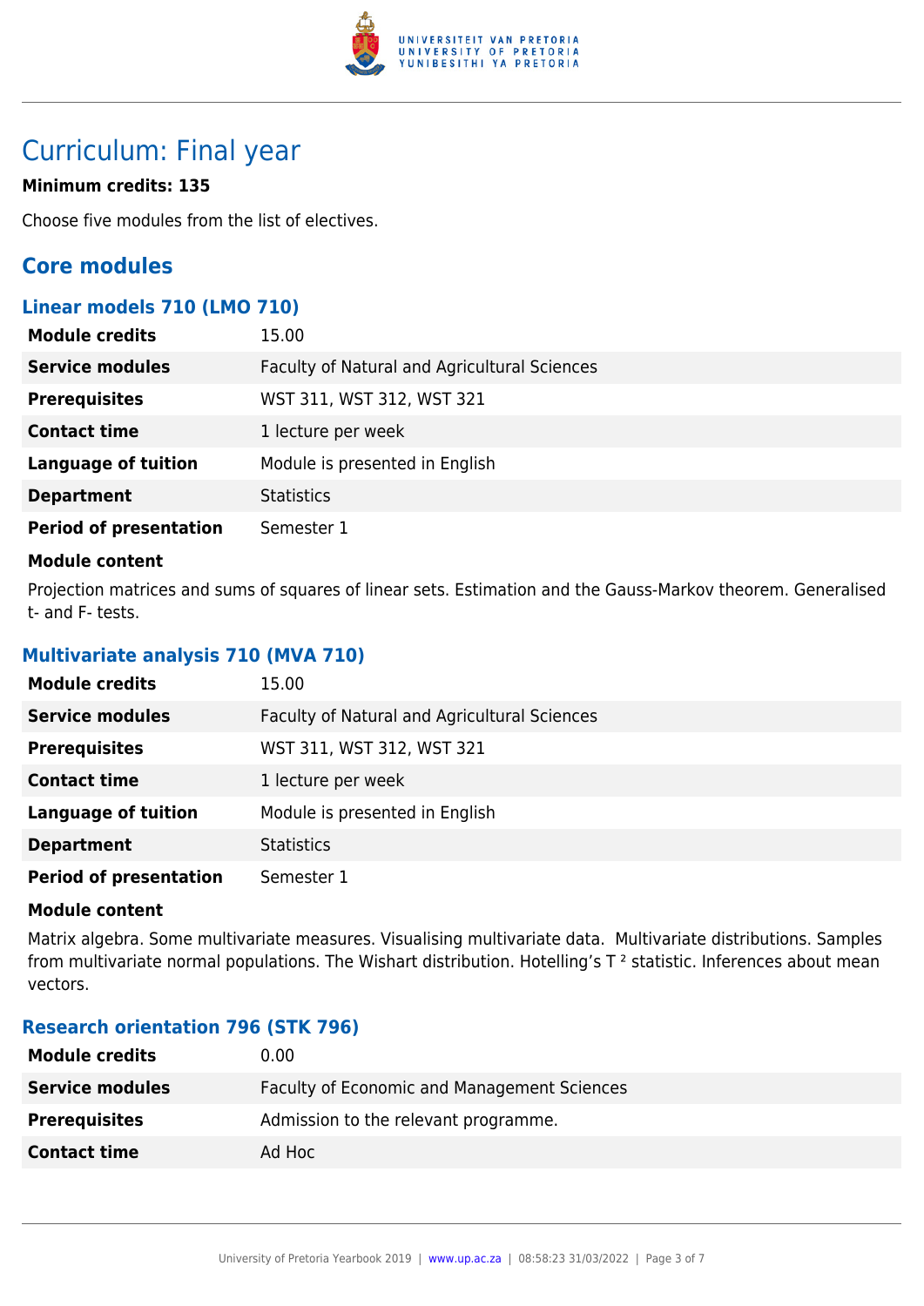# Curriculum: Final year

**Minimum credits: 135**

Choose five modules from the list of electives.

## Core modules

### Linear models 710 (LMO 710)

| | |
|---|---|
| **Module credits** | 15.00 |
| **Service modules** | Faculty of Natural and Agricultural Sciences |
| **Prerequisites** | WST 311, WST 312, WST 321 |
| **Contact time** | 1 lecture per week |
| **Language of tuition** | Module is presented in English |
| **Department** | Statistics |
| **Period of presentation** | Semester 1 |

**Module content**

Projection matrices and sums of squares of linear sets. Estimation and the Gauss-Markov theorem. Generalised t- and F- tests.

### Multivariate analysis 710 (MVA 710)

| | |
|---|---|
| **Module credits** | 15.00 |
| **Service modules** | Faculty of Natural and Agricultural Sciences |
| **Prerequisites** | WST 311, WST 312, WST 321 |
| **Contact time** | 1 lecture per week |
| **Language of tuition** | Module is presented in English |
| **Department** | Statistics |
| **Period of presentation** | Semester 1 |

**Module content**

Matrix algebra. Some multivariate measures. Visualising multivariate data. Multivariate distributions. Samples from multivariate normal populations. The Wishart distribution. Hotelling's $T^2$ statistic. Inferences about mean vectors.

### Research orientation 796 (STK 796)

| | |
|---|---|
| **Module credits** | 0.00 |
| **Service modules** | Faculty of Economic and Management Sciences |
| **Prerequisites** | Admission to the relevant programme. |
| **Contact time** | Ad Hoc |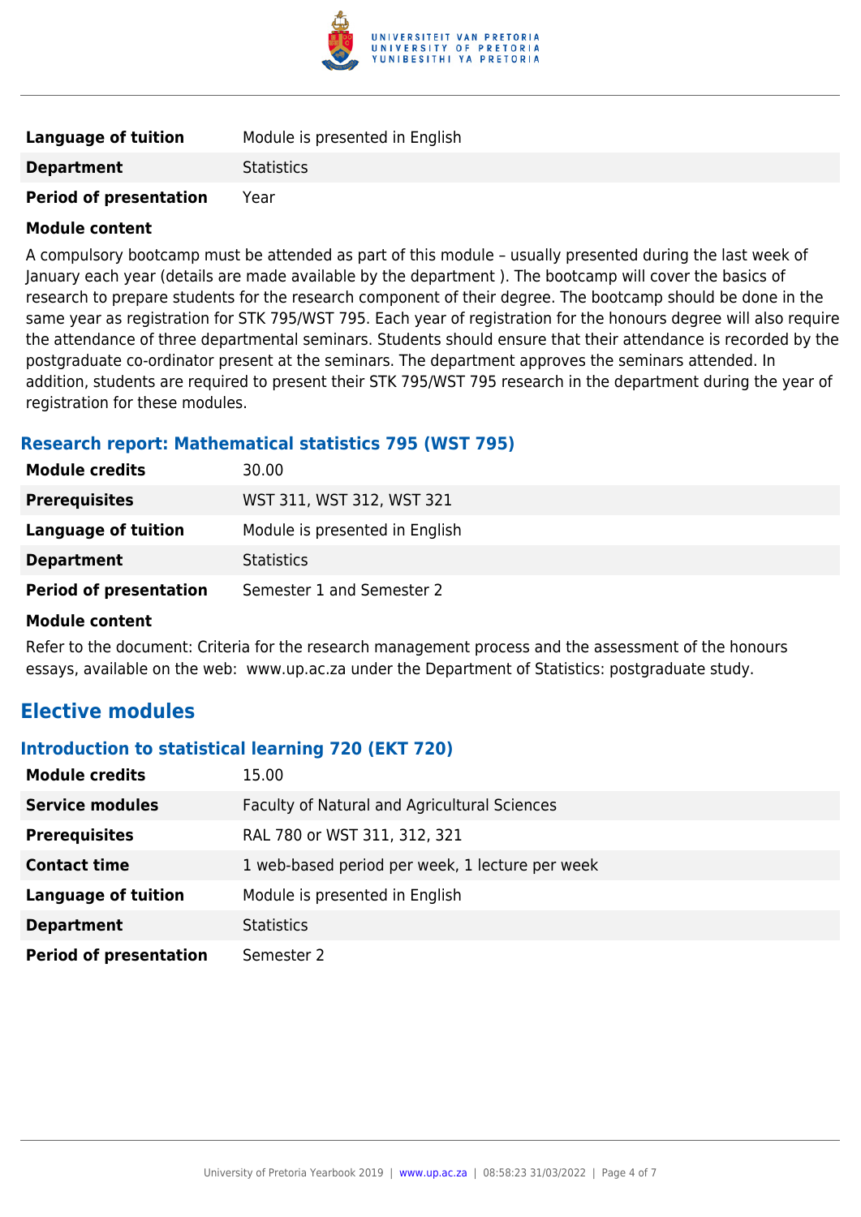| | |
|---|---|
| **Language of tuition** | Module is presented in English |
| **Department** | Statistics |
| **Period of presentation** | Year |

**Module content**

A compulsory bootcamp must be attended as part of this module – usually presented during the last week of January each year (details are made available by the department ). The bootcamp will cover the basics of research to prepare students for the research component of their degree. The bootcamp should be done in the same year as registration for STK 795/WST 795. Each year of registration for the honours degree will also require the attendance of three departmental seminars. Students should ensure that their attendance is recorded by the postgraduate co-ordinator present at the seminars. The department approves the seminars attended. In addition, students are required to present their STK 795/WST 795 research in the department during the year of registration for these modules.

### Research report: Mathematical statistics 795 (WST 795)

| | |
|---|---|
| **Module credits** | 30.00 |
| **Prerequisites** | WST 311, WST 312, WST 321 |
| **Language of tuition** | Module is presented in English |
| **Department** | Statistics |
| **Period of presentation** | Semester 1 and Semester 2 |

**Module content**

Refer to the document: Criteria for the research management process and the assessment of the honours essays, available on the web: www.up.ac.za under the Department of Statistics: postgraduate study.

## Elective modules

### Introduction to statistical learning 720 (EKT 720)

| | |
|---|---|
| **Module credits** | 15.00 |
| **Service modules** | Faculty of Natural and Agricultural Sciences |
| **Prerequisites** | RAL 780 or WST 311, 312, 321 |
| **Contact time** | 1 web-based period per week, 1 lecture per week |
| **Language of tuition** | Module is presented in English |
| **Department** | Statistics |
| **Period of presentation** | Semester 2 |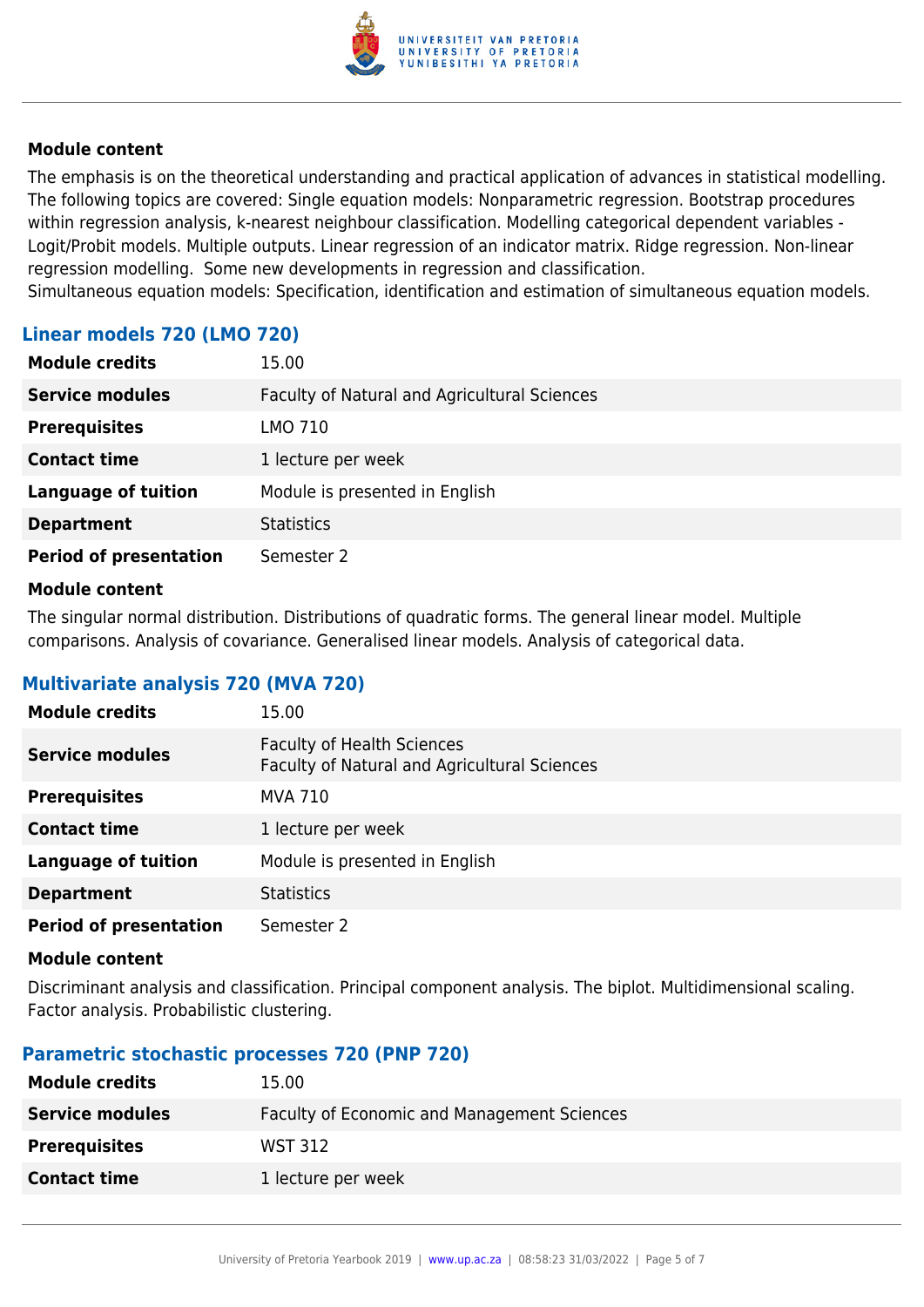#### Module content

The emphasis is on the theoretical understanding and practical application of advances in statistical modelling. The following topics are covered: Single equation models: Nonparametric regression. Bootstrap procedures within regression analysis, k-nearest neighbour classification. Modelling categorical dependent variables - Logit/Probit models. Multiple outputs. Linear regression of an indicator matrix. Ridge regression. Non-linear regression modelling. Some new developments in regression and classification.
Simultaneous equation models: Specification, identification and estimation of simultaneous equation models.

### Linear models 720 (LMO 720)

| | |
|---|---|
| **Module credits** | 15.00 |
| **Service modules** | Faculty of Natural and Agricultural Sciences |
| **Prerequisites** | LMO 710 |
| **Contact time** | 1 lecture per week |
| **Language of tuition** | Module is presented in English |
| **Department** | Statistics |
| **Period of presentation** | Semester 2 |

#### Module content

The singular normal distribution. Distributions of quadratic forms. The general linear model. Multiple comparisons. Analysis of covariance. Generalised linear models. Analysis of categorical data.

### Multivariate analysis 720 (MVA 720)

| | |
|---|---|
| **Module credits** | 15.00 |
| **Service modules** | Faculty of Health Sciences<br>Faculty of Natural and Agricultural Sciences |
| **Prerequisites** | MVA 710 |
| **Contact time** | 1 lecture per week |
| **Language of tuition** | Module is presented in English |
| **Department** | Statistics |
| **Period of presentation** | Semester 2 |

#### Module content

Discriminant analysis and classification. Principal component analysis. The biplot. Multidimensional scaling. Factor analysis. Probabilistic clustering.

### Parametric stochastic processes 720 (PNP 720)

| | |
|---|---|
| **Module credits** | 15.00 |
| **Service modules** | Faculty of Economic and Management Sciences |
| **Prerequisites** | WST 312 |
| **Contact time** | 1 lecture per week |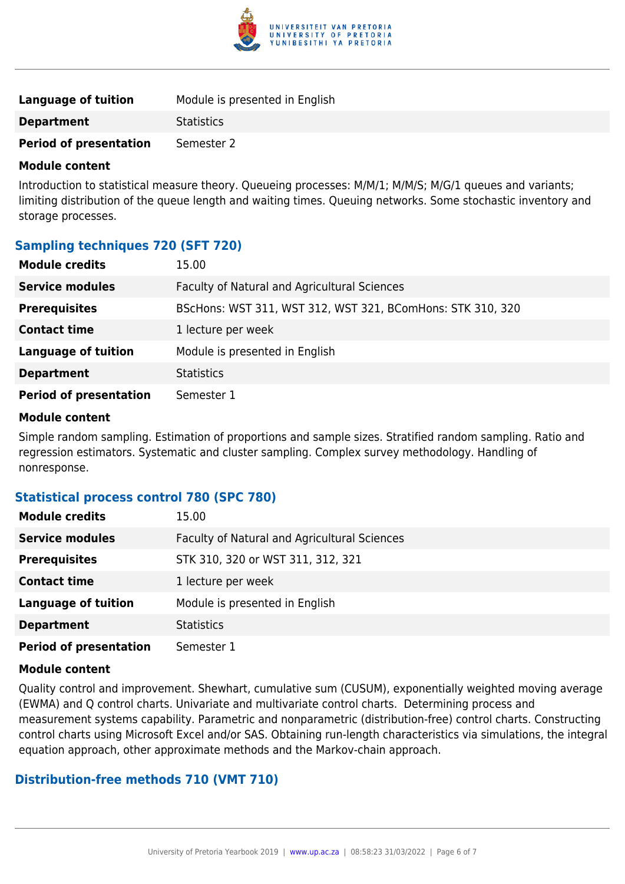| | |
|---|---|
| **Language of tuition** | Module is presented in English |
| **Department** | Statistics |
| **Period of presentation** | Semester 2 |

**Module content**

Introduction to statistical measure theory. Queueing processes: M/M/1; M/M/S; M/G/1 queues and variants; limiting distribution of the queue length and waiting times. Queuing networks. Some stochastic inventory and storage processes.

### Sampling techniques 720 (SFT 720)

| | |
|---|---|
| **Module credits** | 15.00 |
| **Service modules** | Faculty of Natural and Agricultural Sciences |
| **Prerequisites** | BScHons: WST 311, WST 312, WST 321, BComHons: STK 310, 320 |
| **Contact time** | 1 lecture per week |
| **Language of tuition** | Module is presented in English |
| **Department** | Statistics |
| **Period of presentation** | Semester 1 |

**Module content**

Simple random sampling. Estimation of proportions and sample sizes. Stratified random sampling. Ratio and regression estimators. Systematic and cluster sampling. Complex survey methodology. Handling of nonresponse.

### Statistical process control 780 (SPC 780)

| | |
|---|---|
| **Module credits** | 15.00 |
| **Service modules** | Faculty of Natural and Agricultural Sciences |
| **Prerequisites** | STK 310, 320 or WST 311, 312, 321 |
| **Contact time** | 1 lecture per week |
| **Language of tuition** | Module is presented in English |
| **Department** | Statistics |
| **Period of presentation** | Semester 1 |

**Module content**

Quality control and improvement. Shewhart, cumulative sum (CUSUM), exponentially weighted moving average (EWMA) and Q control charts. Univariate and multivariate control charts. Determining process and measurement systems capability. Parametric and nonparametric (distribution-free) control charts. Constructing control charts using Microsoft Excel and/or SAS. Obtaining run-length characteristics via simulations, the integral equation approach, other approximate methods and the Markov-chain approach.

### Distribution-free methods 710 (VMT 710)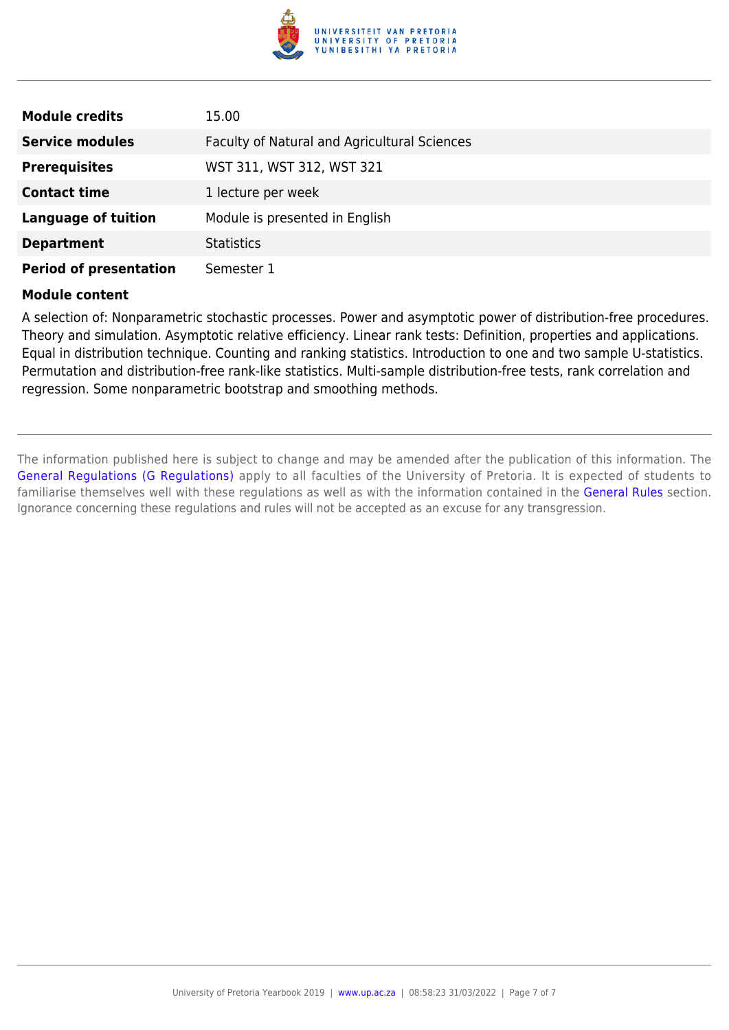| | |
|---|---|
| **Module credits** | 15.00 |
| **Service modules** | Faculty of Natural and Agricultural Sciences |
| **Prerequisites** | WST 311, WST 312, WST 321 |
| **Contact time** | 1 lecture per week |
| **Language of tuition** | Module is presented in English |
| **Department** | Statistics |
| **Period of presentation** | Semester 1 |

**Module content**

A selection of: Nonparametric stochastic processes. Power and asymptotic power of distribution-free procedures. Theory and simulation. Asymptotic relative efficiency. Linear rank tests: Definition, properties and applications. Equal in distribution technique. Counting and ranking statistics. Introduction to one and two sample U-statistics. Permutation and distribution-free rank-like statistics. Multi-sample distribution-free tests, rank correlation and regression. Some nonparametric bootstrap and smoothing methods.

---

The information published here is subject to change and may be amended after the publication of this information. The General Regulations (G Regulations) apply to all faculties of the University of Pretoria. It is expected of students to familiarise themselves well with these regulations as well as with the information contained in the General Rules section. Ignorance concerning these regulations and rules will not be accepted as an excuse for any transgression.